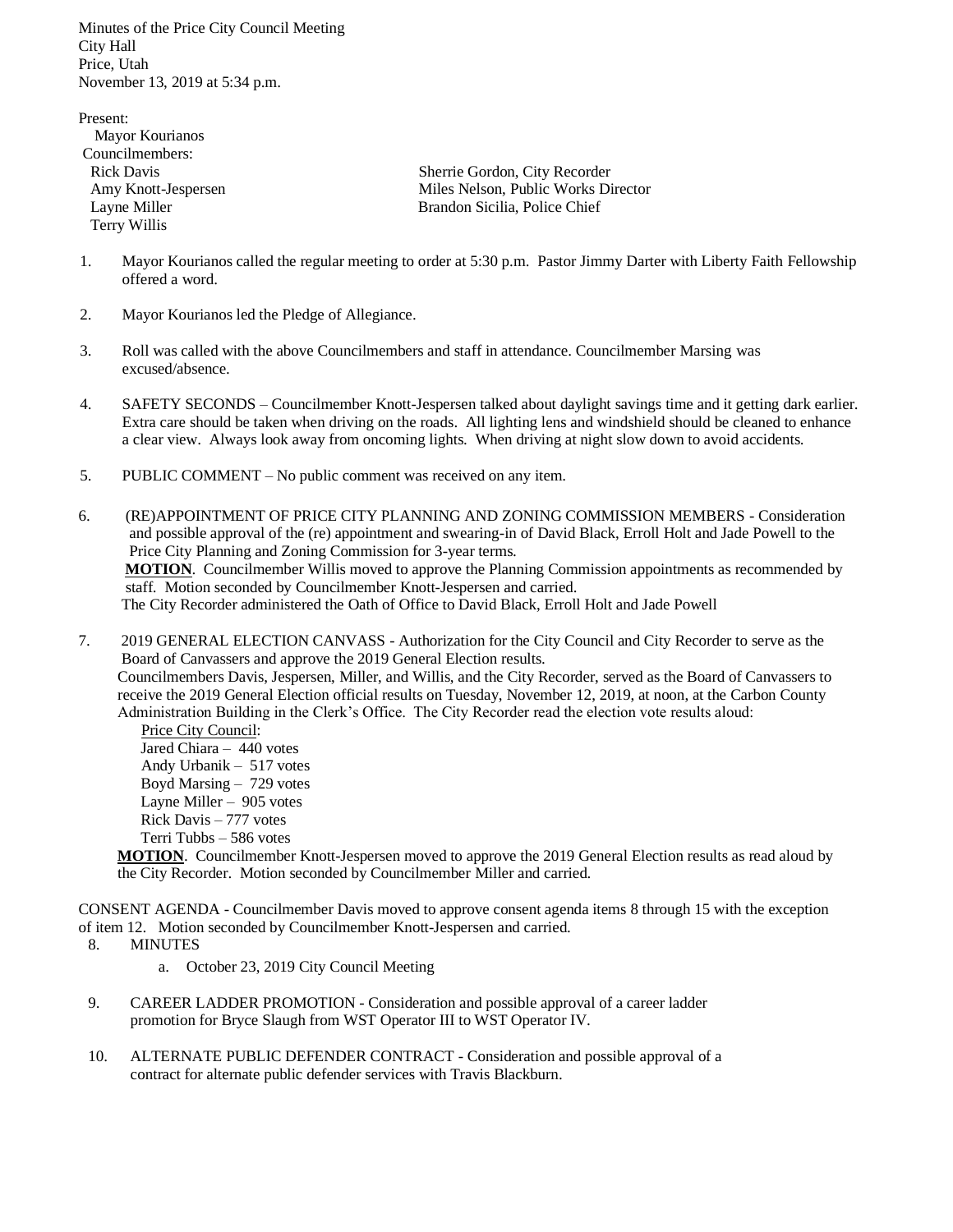Minutes of the Price City Council Meeting
City Hall
Price, Utah
November 13, 2019 at 5:34 p.m.

Present:

Mayor Kourianos

Councilmembers:

Rick Davis
Amy Knott-Jespersen
Layne Miller
Terry Willis

Sherrie Gordon, City Recorder
Miles Nelson, Public Works Director
Brandon Sicilia, Police Chief

1. Mayor Kourianos called the regular meeting to order at 5:30 p.m. Pastor Jimmy Darter with Liberty Faith Fellowship offered a word.

2. Mayor Kourianos led the Pledge of Allegiance.

3. Roll was called with the above Councilmembers and staff in attendance. Councilmember Marsing was excused/absence.

4. SAFETY SECONDS – Councilmember Knott-Jespersen talked about daylight savings time and it getting dark earlier. Extra care should be taken when driving on the roads. All lighting lens and windshield should be cleaned to enhance a clear view. Always look away from oncoming lights. When driving at night slow down to avoid accidents.

5. PUBLIC COMMENT – No public comment was received on any item.

6. (RE)APPOINTMENT OF PRICE CITY PLANNING AND ZONING COMMISSION MEMBERS - Consideration and possible approval of the (re) appointment and swearing-in of David Black, Erroll Holt and Jade Powell to the Price City Planning and Zoning Commission for 3-year terms.
   **MOTION**. Councilmember Willis moved to approve the Planning Commission appointments as recommended by staff. Motion seconded by Councilmember Knott-Jespersen and carried.
   The City Recorder administered the Oath of Office to David Black, Erroll Holt and Jade Powell

7. 2019 GENERAL ELECTION CANVASS - Authorization for the City Council and City Recorder to serve as the Board of Canvassers and approve the 2019 General Election results.
   Councilmembers Davis, Jespersen, Miller, and Willis, and the City Recorder, served as the Board of Canvassers to receive the 2019 General Election official results on Tuesday, November 12, 2019, at noon, at the Carbon County Administration Building in the Clerk's Office. The City Recorder read the election vote results aloud:
   
   Price City Council:
   Jared Chiara – 440 votes
   Andy Urbanik – 517 votes
   Boyd Marsing – 729 votes
   Layne Miller – 905 votes
   Rick Davis – 777 votes
   Terri Tubbs – 586 votes
   
   **MOTION**. Councilmember Knott-Jespersen moved to approve the 2019 General Election results as read aloud by the City Recorder. Motion seconded by Councilmember Miller and carried.

CONSENT AGENDA - Councilmember Davis moved to approve consent agenda items 8 through 15 with the exception of item 12. Motion seconded by Councilmember Knott-Jespersen and carried.

8. MINUTES
   a. October 23, 2019 City Council Meeting

9. CAREER LADDER PROMOTION - Consideration and possible approval of a career ladder promotion for Bryce Slaugh from WST Operator III to WST Operator IV.

10. ALTERNATE PUBLIC DEFENDER CONTRACT - Consideration and possible approval of a contract for alternate public defender services with Travis Blackburn.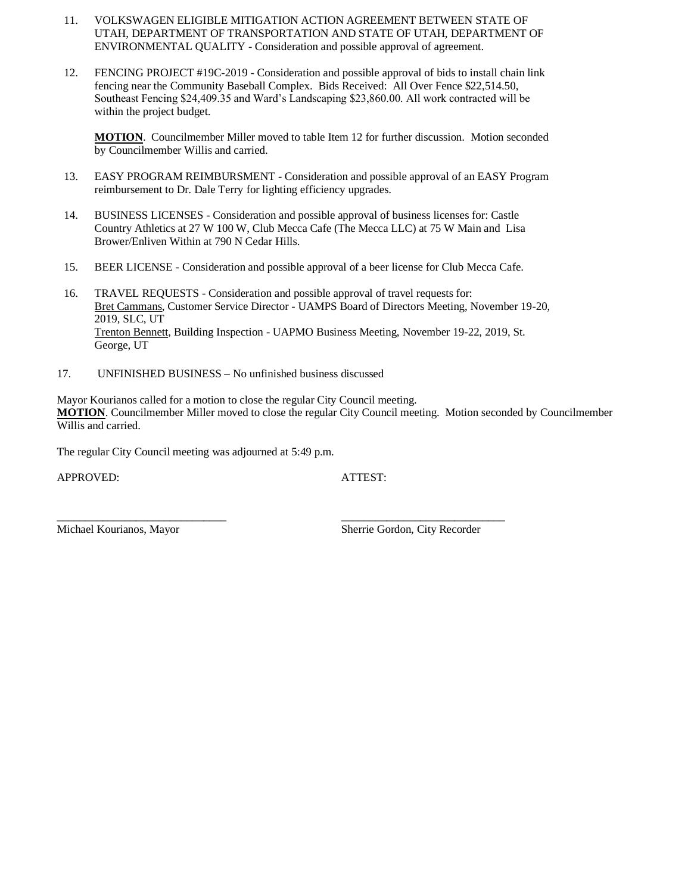11. VOLKSWAGEN ELIGIBLE MITIGATION ACTION AGREEMENT BETWEEN STATE OF UTAH, DEPARTMENT OF TRANSPORTATION AND STATE OF UTAH, DEPARTMENT OF ENVIRONMENTAL QUALITY - Consideration and possible approval of agreement.

12. FENCING PROJECT #19C-2019 - Consideration and possible approval of bids to install chain link fencing near the Community Baseball Complex. Bids Received: All Over Fence $22,514.50, Southeast Fencing $24,409.35 and Ward's Landscaping $23,860.00. All work contracted will be within the project budget.

    **MOTION**. Councilmember Miller moved to table Item 12 for further discussion. Motion seconded by Councilmember Willis and carried.

13. EASY PROGRAM REIMBURSMENT - Consideration and possible approval of an EASY Program reimbursement to Dr. Dale Terry for lighting efficiency upgrades.

14. BUSINESS LICENSES - Consideration and possible approval of business licenses for: Castle Country Athletics at 27 W 100 W, Club Mecca Cafe (The Mecca LLC) at 75 W Main and Lisa Brower/Enliven Within at 790 N Cedar Hills.

15. BEER LICENSE - Consideration and possible approval of a beer license for Club Mecca Cafe.

16. TRAVEL REQUESTS - Consideration and possible approval of travel requests for:
    Bret Cammans, Customer Service Director - UAMPS Board of Directors Meeting, November 19-20, 2019, SLC, UT
    Trenton Bennett, Building Inspection - UAPMO Business Meeting, November 19-22, 2019, St. George, UT

17. UNFINISHED BUSINESS – No unfinished business discussed

Mayor Kourianos called for a motion to close the regular City Council meeting.
**MOTION**. Councilmember Miller moved to close the regular City Council meeting. Motion seconded by Councilmember Willis and carried.

The regular City Council meeting was adjourned at 5:49 p.m.

APPROVED: ATTEST:

\_\_\_\_\_\_\_\_\_\_\_\_\_\_\_\_\_\_\_\_\_\_\_\_\_\_\_\_\_\_ \_\_\_\_\_\_\_\_\_\_\_\_\_\_\_\_\_\_\_\_\_\_\_\_\_\_\_\_\_\_

Michael Kourianos, Mayor Sherrie Gordon, City Recorder